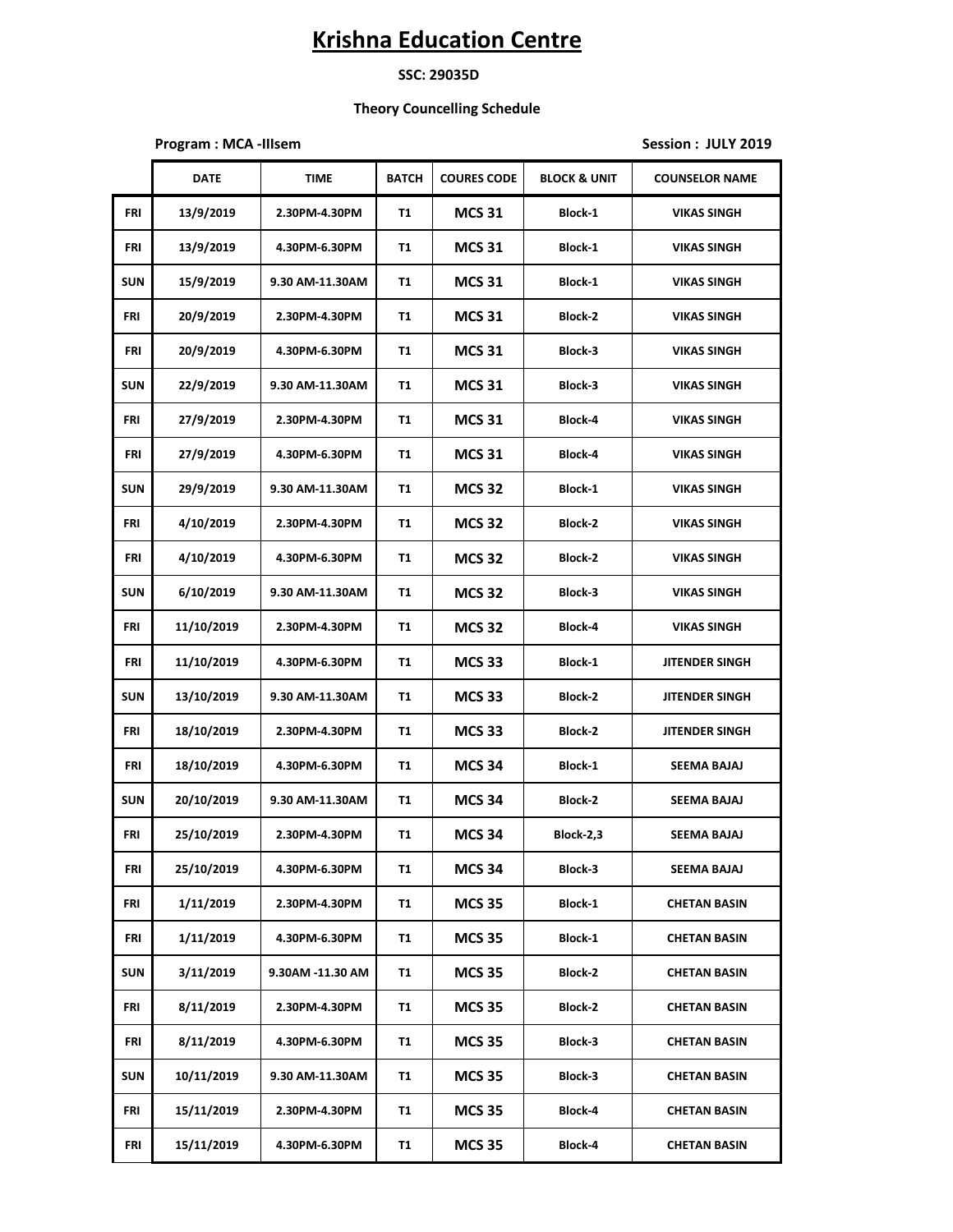# Krishna Education Centre

**SSC: 29035D**

**Theory Councelling Schedule**

**Program : MCA -IIIsem** | **Session : JULY 2019**

| | DATE | TIME | BATCH | COURES CODE | BLOCK & UNIT | COUNSELOR NAME |
|---|---|---|---|---|---|---|
| FRI | 13/9/2019 | 2.30PM-4.30PM | T1 | MCS 31 | Block-1 | VIKAS SINGH |
| FRI | 13/9/2019 | 4.30PM-6.30PM | T1 | MCS 31 | Block-1 | VIKAS SINGH |
| SUN | 15/9/2019 | 9.30 AM-11.30AM | T1 | MCS 31 | Block-1 | VIKAS SINGH |
| FRI | 20/9/2019 | 2.30PM-4.30PM | T1 | MCS 31 | Block-2 | VIKAS SINGH |
| FRI | 20/9/2019 | 4.30PM-6.30PM | T1 | MCS 31 | Block-3 | VIKAS SINGH |
| SUN | 22/9/2019 | 9.30 AM-11.30AM | T1 | MCS 31 | Block-3 | VIKAS SINGH |
| FRI | 27/9/2019 | 2.30PM-4.30PM | T1 | MCS 31 | Block-4 | VIKAS SINGH |
| FRI | 27/9/2019 | 4.30PM-6.30PM | T1 | MCS 31 | Block-4 | VIKAS SINGH |
| SUN | 29/9/2019 | 9.30 AM-11.30AM | T1 | MCS 32 | Block-1 | VIKAS SINGH |
| FRI | 4/10/2019 | 2.30PM-4.30PM | T1 | MCS 32 | Block-2 | VIKAS SINGH |
| FRI | 4/10/2019 | 4.30PM-6.30PM | T1 | MCS 32 | Block-2 | VIKAS SINGH |
| SUN | 6/10/2019 | 9.30 AM-11.30AM | T1 | MCS 32 | Block-3 | VIKAS SINGH |
| FRI | 11/10/2019 | 2.30PM-4.30PM | T1 | MCS 32 | Block-4 | VIKAS SINGH |
| FRI | 11/10/2019 | 4.30PM-6.30PM | T1 | MCS 33 | Block-1 | JITENDER SINGH |
| SUN | 13/10/2019 | 9.30 AM-11.30AM | T1 | MCS 33 | Block-2 | JITENDER SINGH |
| FRI | 18/10/2019 | 2.30PM-4.30PM | T1 | MCS 33 | Block-2 | JITENDER SINGH |
| FRI | 18/10/2019 | 4.30PM-6.30PM | T1 | MCS 34 | Block-1 | SEEMA BAJAJ |
| SUN | 20/10/2019 | 9.30 AM-11.30AM | T1 | MCS 34 | Block-2 | SEEMA BAJAJ |
| FRI | 25/10/2019 | 2.30PM-4.30PM | T1 | MCS 34 | Block-2,3 | SEEMA BAJAJ |
| FRI | 25/10/2019 | 4.30PM-6.30PM | T1 | MCS 34 | Block-3 | SEEMA BAJAJ |
| FRI | 1/11/2019 | 2.30PM-4.30PM | T1 | MCS 35 | Block-1 | CHETAN BASIN |
| FRI | 1/11/2019 | 4.30PM-6.30PM | T1 | MCS 35 | Block-1 | CHETAN BASIN |
| SUN | 3/11/2019 | 9.30AM -11.30 AM | T1 | MCS 35 | Block-2 | CHETAN BASIN |
| FRI | 8/11/2019 | 2.30PM-4.30PM | T1 | MCS 35 | Block-2 | CHETAN BASIN |
| FRI | 8/11/2019 | 4.30PM-6.30PM | T1 | MCS 35 | Block-3 | CHETAN BASIN |
| SUN | 10/11/2019 | 9.30 AM-11.30AM | T1 | MCS 35 | Block-3 | CHETAN BASIN |
| FRI | 15/11/2019 | 2.30PM-4.30PM | T1 | MCS 35 | Block-4 | CHETAN BASIN |
| FRI | 15/11/2019 | 4.30PM-6.30PM | T1 | MCS 35 | Block-4 | CHETAN BASIN |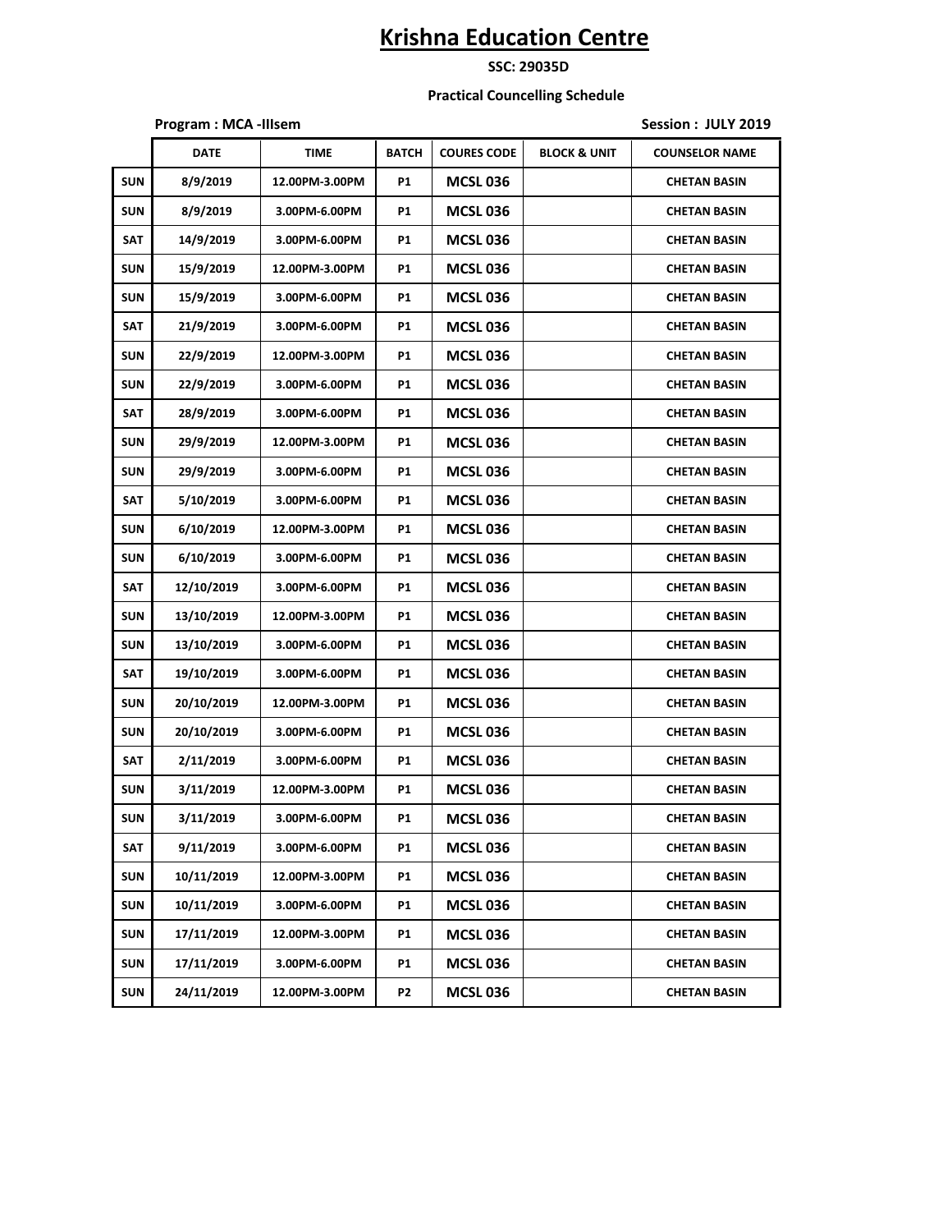# Krishna Education Centre

**SSC: 29035D**

**Practical Councelling Schedule**

**Program : MCA -IIIsem** **Session : JULY 2019**

| | DATE | TIME | BATCH | COURES CODE | BLOCK & UNIT | COUNSELOR NAME |
|---|---|---|---|---|---|---|
| SUN | 8/9/2019 | 12.00PM-3.00PM | P1 | MCSL 036 | | CHETAN BASIN |
| SUN | 8/9/2019 | 3.00PM-6.00PM | P1 | MCSL 036 | | CHETAN BASIN |
| SAT | 14/9/2019 | 3.00PM-6.00PM | P1 | MCSL 036 | | CHETAN BASIN |
| SUN | 15/9/2019 | 12.00PM-3.00PM | P1 | MCSL 036 | | CHETAN BASIN |
| SUN | 15/9/2019 | 3.00PM-6.00PM | P1 | MCSL 036 | | CHETAN BASIN |
| SAT | 21/9/2019 | 3.00PM-6.00PM | P1 | MCSL 036 | | CHETAN BASIN |
| SUN | 22/9/2019 | 12.00PM-3.00PM | P1 | MCSL 036 | | CHETAN BASIN |
| SUN | 22/9/2019 | 3.00PM-6.00PM | P1 | MCSL 036 | | CHETAN BASIN |
| SAT | 28/9/2019 | 3.00PM-6.00PM | P1 | MCSL 036 | | CHETAN BASIN |
| SUN | 29/9/2019 | 12.00PM-3.00PM | P1 | MCSL 036 | | CHETAN BASIN |
| SUN | 29/9/2019 | 3.00PM-6.00PM | P1 | MCSL 036 | | CHETAN BASIN |
| SAT | 5/10/2019 | 3.00PM-6.00PM | P1 | MCSL 036 | | CHETAN BASIN |
| SUN | 6/10/2019 | 12.00PM-3.00PM | P1 | MCSL 036 | | CHETAN BASIN |
| SUN | 6/10/2019 | 3.00PM-6.00PM | P1 | MCSL 036 | | CHETAN BASIN |
| SAT | 12/10/2019 | 3.00PM-6.00PM | P1 | MCSL 036 | | CHETAN BASIN |
| SUN | 13/10/2019 | 12.00PM-3.00PM | P1 | MCSL 036 | | CHETAN BASIN |
| SUN | 13/10/2019 | 3.00PM-6.00PM | P1 | MCSL 036 | | CHETAN BASIN |
| SAT | 19/10/2019 | 3.00PM-6.00PM | P1 | MCSL 036 | | CHETAN BASIN |
| SUN | 20/10/2019 | 12.00PM-3.00PM | P1 | MCSL 036 | | CHETAN BASIN |
| SUN | 20/10/2019 | 3.00PM-6.00PM | P1 | MCSL 036 | | CHETAN BASIN |
| SAT | 2/11/2019 | 3.00PM-6.00PM | P1 | MCSL 036 | | CHETAN BASIN |
| SUN | 3/11/2019 | 12.00PM-3.00PM | P1 | MCSL 036 | | CHETAN BASIN |
| SUN | 3/11/2019 | 3.00PM-6.00PM | P1 | MCSL 036 | | CHETAN BASIN |
| SAT | 9/11/2019 | 3.00PM-6.00PM | P1 | MCSL 036 | | CHETAN BASIN |
| SUN | 10/11/2019 | 12.00PM-3.00PM | P1 | MCSL 036 | | CHETAN BASIN |
| SUN | 10/11/2019 | 3.00PM-6.00PM | P1 | MCSL 036 | | CHETAN BASIN |
| SUN | 17/11/2019 | 12.00PM-3.00PM | P1 | MCSL 036 | | CHETAN BASIN |
| SUN | 17/11/2019 | 3.00PM-6.00PM | P1 | MCSL 036 | | CHETAN BASIN |
| SUN | 24/11/2019 | 12.00PM-3.00PM | P2 | MCSL 036 | | CHETAN BASIN |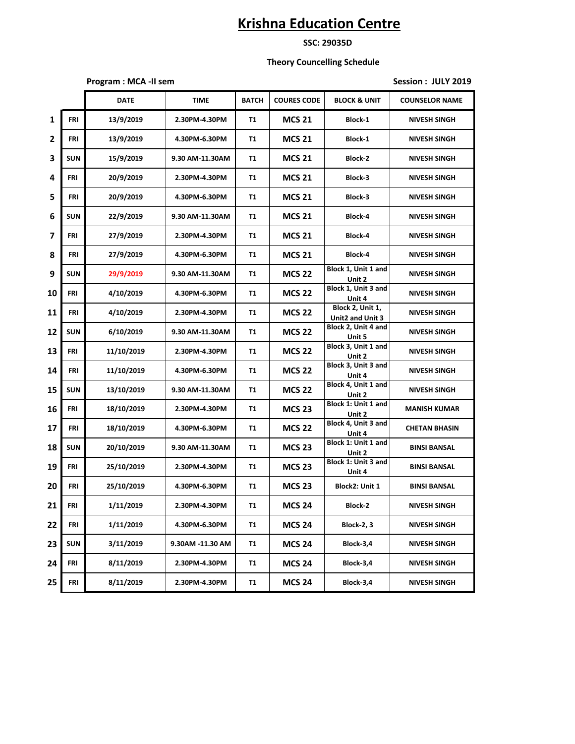# Krishna Education Centre

**SSC: 29035D**

**Theory Councelling Schedule**

**Program : MCA -II sem** | **Session : JULY 2019**

| | | DATE | TIME | BATCH | COURES CODE | BLOCK & UNIT | COUNSELOR NAME |
|---|---|---|---|---|---|---|---|
| 1 | FRI | 13/9/2019 | 2.30PM-4.30PM | T1 | MCS 21 | Block-1 | NIVESH SINGH |
| 2 | FRI | 13/9/2019 | 4.30PM-6.30PM | T1 | MCS 21 | Block-1 | NIVESH SINGH |
| 3 | SUN | 15/9/2019 | 9.30 AM-11.30AM | T1 | MCS 21 | Block-2 | NIVESH SINGH |
| 4 | FRI | 20/9/2019 | 2.30PM-4.30PM | T1 | MCS 21 | Block-3 | NIVESH SINGH |
| 5 | FRI | 20/9/2019 | 4.30PM-6.30PM | T1 | MCS 21 | Block-3 | NIVESH SINGH |
| 6 | SUN | 22/9/2019 | 9.30 AM-11.30AM | T1 | MCS 21 | Block-4 | NIVESH SINGH |
| 7 | FRI | 27/9/2019 | 2.30PM-4.30PM | T1 | MCS 21 | Block-4 | NIVESH SINGH |
| 8 | FRI | 27/9/2019 | 4.30PM-6.30PM | T1 | MCS 21 | Block-4 | NIVESH SINGH |
| 9 | SUN | 29/9/2019 | 9.30 AM-11.30AM | T1 | MCS 22 | Block 1, Unit 1 and Unit 2 | NIVESH SINGH |
| 10 | FRI | 4/10/2019 | 4.30PM-6.30PM | T1 | MCS 22 | Block 1, Unit 3 and Unit 4 | NIVESH SINGH |
| 11 | FRI | 4/10/2019 | 2.30PM-4.30PM | T1 | MCS 22 | Block 2, Unit 1, Unit2 and Unit 3 | NIVESH SINGH |
| 12 | SUN | 6/10/2019 | 9.30 AM-11.30AM | T1 | MCS 22 | Block 2, Unit 4 and Unit 5 | NIVESH SINGH |
| 13 | FRI | 11/10/2019 | 2.30PM-4.30PM | T1 | MCS 22 | Block 3, Unit 1 and Unit 2 | NIVESH SINGH |
| 14 | FRI | 11/10/2019 | 4.30PM-6.30PM | T1 | MCS 22 | Block 3, Unit 3 and Unit 4 | NIVESH SINGH |
| 15 | SUN | 13/10/2019 | 9.30 AM-11.30AM | T1 | MCS 22 | Block 4, Unit 1 and Unit 2 | NIVESH SINGH |
| 16 | FRI | 18/10/2019 | 2.30PM-4.30PM | T1 | MCS 23 | Block 1: Unit 1 and Unit 2 | MANISH KUMAR |
| 17 | FRI | 18/10/2019 | 4.30PM-6.30PM | T1 | MCS 22 | Block 4, Unit 3 and Unit 4 | CHETAN BHASIN |
| 18 | SUN | 20/10/2019 | 9.30 AM-11.30AM | T1 | MCS 23 | Block 1: Unit 1 and Unit 2 | BINSI BANSAL |
| 19 | FRI | 25/10/2019 | 2.30PM-4.30PM | T1 | MCS 23 | Block 1: Unit 3 and Unit 4 | BINSI BANSAL |
| 20 | FRI | 25/10/2019 | 4.30PM-6.30PM | T1 | MCS 23 | Block2: Unit 1 | BINSI BANSAL |
| 21 | FRI | 1/11/2019 | 2.30PM-4.30PM | T1 | MCS 24 | Block-2 | NIVESH SINGH |
| 22 | FRI | 1/11/2019 | 4.30PM-6.30PM | T1 | MCS 24 | Block-2, 3 | NIVESH SINGH |
| 23 | SUN | 3/11/2019 | 9.30AM -11.30 AM | T1 | MCS 24 | Block-3,4 | NIVESH SINGH |
| 24 | FRI | 8/11/2019 | 2.30PM-4.30PM | T1 | MCS 24 | Block-3,4 | NIVESH SINGH |
| 25 | FRI | 8/11/2019 | 2.30PM-4.30PM | T1 | MCS 24 | Block-3,4 | NIVESH SINGH |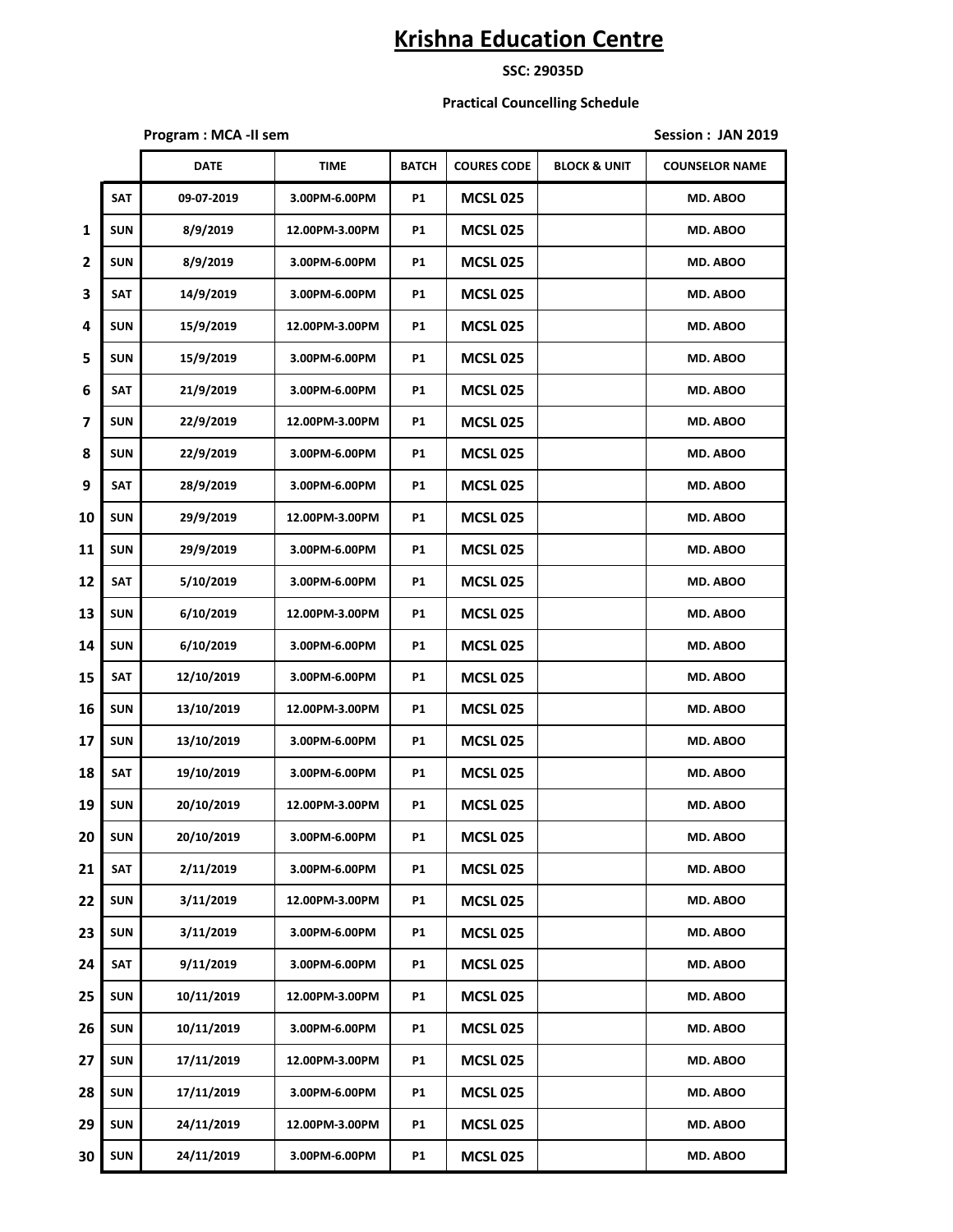# Krishna Education Centre

**SSC: 29035D**

**Practical Councelling Schedule**

**Program : MCA -II sem** | **Session : JAN 2019**

| | | DATE | TIME | BATCH | COURES CODE | BLOCK & UNIT | COUNSELOR NAME |
|---|---|---|---|---|---|---|---|
| | SAT | 09-07-2019 | 3.00PM-6.00PM | P1 | MCSL 025 | | MD. ABOO |
| 1 | SUN | 8/9/2019 | 12.00PM-3.00PM | P1 | MCSL 025 | | MD. ABOO |
| 2 | SUN | 8/9/2019 | 3.00PM-6.00PM | P1 | MCSL 025 | | MD. ABOO |
| 3 | SAT | 14/9/2019 | 3.00PM-6.00PM | P1 | MCSL 025 | | MD. ABOO |
| 4 | SUN | 15/9/2019 | 12.00PM-3.00PM | P1 | MCSL 025 | | MD. ABOO |
| 5 | SUN | 15/9/2019 | 3.00PM-6.00PM | P1 | MCSL 025 | | MD. ABOO |
| 6 | SAT | 21/9/2019 | 3.00PM-6.00PM | P1 | MCSL 025 | | MD. ABOO |
| 7 | SUN | 22/9/2019 | 12.00PM-3.00PM | P1 | MCSL 025 | | MD. ABOO |
| 8 | SUN | 22/9/2019 | 3.00PM-6.00PM | P1 | MCSL 025 | | MD. ABOO |
| 9 | SAT | 28/9/2019 | 3.00PM-6.00PM | P1 | MCSL 025 | | MD. ABOO |
| 10 | SUN | 29/9/2019 | 12.00PM-3.00PM | P1 | MCSL 025 | | MD. ABOO |
| 11 | SUN | 29/9/2019 | 3.00PM-6.00PM | P1 | MCSL 025 | | MD. ABOO |
| 12 | SAT | 5/10/2019 | 3.00PM-6.00PM | P1 | MCSL 025 | | MD. ABOO |
| 13 | SUN | 6/10/2019 | 12.00PM-3.00PM | P1 | MCSL 025 | | MD. ABOO |
| 14 | SUN | 6/10/2019 | 3.00PM-6.00PM | P1 | MCSL 025 | | MD. ABOO |
| 15 | SAT | 12/10/2019 | 3.00PM-6.00PM | P1 | MCSL 025 | | MD. ABOO |
| 16 | SUN | 13/10/2019 | 12.00PM-3.00PM | P1 | MCSL 025 | | MD. ABOO |
| 17 | SUN | 13/10/2019 | 3.00PM-6.00PM | P1 | MCSL 025 | | MD. ABOO |
| 18 | SAT | 19/10/2019 | 3.00PM-6.00PM | P1 | MCSL 025 | | MD. ABOO |
| 19 | SUN | 20/10/2019 | 12.00PM-3.00PM | P1 | MCSL 025 | | MD. ABOO |
| 20 | SUN | 20/10/2019 | 3.00PM-6.00PM | P1 | MCSL 025 | | MD. ABOO |
| 21 | SAT | 2/11/2019 | 3.00PM-6.00PM | P1 | MCSL 025 | | MD. ABOO |
| 22 | SUN | 3/11/2019 | 12.00PM-3.00PM | P1 | MCSL 025 | | MD. ABOO |
| 23 | SUN | 3/11/2019 | 3.00PM-6.00PM | P1 | MCSL 025 | | MD. ABOO |
| 24 | SAT | 9/11/2019 | 3.00PM-6.00PM | P1 | MCSL 025 | | MD. ABOO |
| 25 | SUN | 10/11/2019 | 12.00PM-3.00PM | P1 | MCSL 025 | | MD. ABOO |
| 26 | SUN | 10/11/2019 | 3.00PM-6.00PM | P1 | MCSL 025 | | MD. ABOO |
| 27 | SUN | 17/11/2019 | 12.00PM-3.00PM | P1 | MCSL 025 | | MD. ABOO |
| 28 | SUN | 17/11/2019 | 3.00PM-6.00PM | P1 | MCSL 025 | | MD. ABOO |
| 29 | SUN | 24/11/2019 | 12.00PM-3.00PM | P1 | MCSL 025 | | MD. ABOO |
| 30 | SUN | 24/11/2019 | 3.00PM-6.00PM | P1 | MCSL 025 | | MD. ABOO |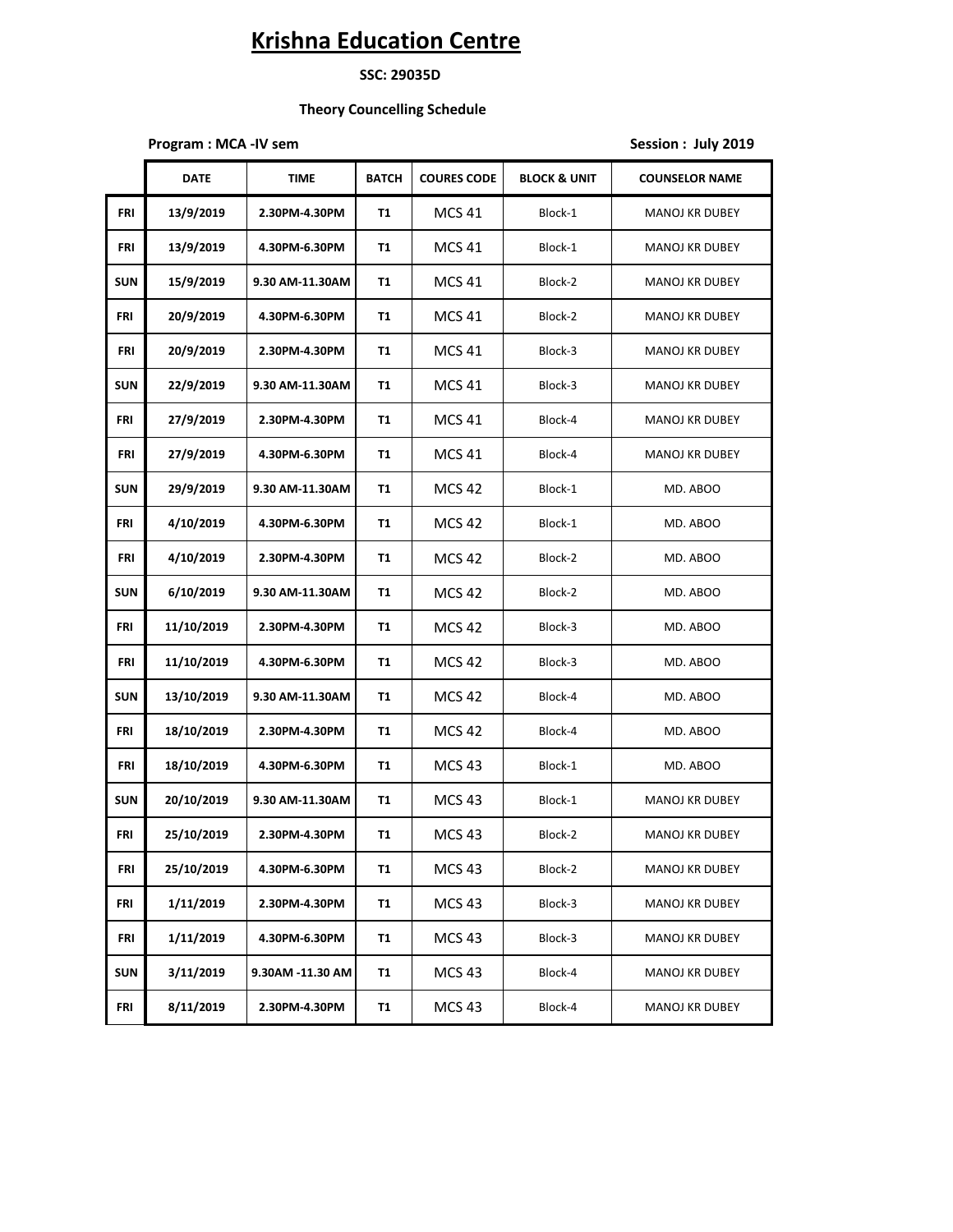# Krishna Education Centre

**SSC: 29035D**

**Theory Councelling Schedule**

**Program : MCA -IV sem** **Session : July 2019**

| | DATE | TIME | BATCH | COURES CODE | BLOCK & UNIT | COUNSELOR NAME |
|---|---|---|---|---|---|---|
| FRI | 13/9/2019 | 2.30PM-4.30PM | T1 | MCS 41 | Block-1 | MANOJ KR DUBEY |
| FRI | 13/9/2019 | 4.30PM-6.30PM | T1 | MCS 41 | Block-1 | MANOJ KR DUBEY |
| SUN | 15/9/2019 | 9.30 AM-11.30AM | T1 | MCS 41 | Block-2 | MANOJ KR DUBEY |
| FRI | 20/9/2019 | 4.30PM-6.30PM | T1 | MCS 41 | Block-2 | MANOJ KR DUBEY |
| FRI | 20/9/2019 | 2.30PM-4.30PM | T1 | MCS 41 | Block-3 | MANOJ KR DUBEY |
| SUN | 22/9/2019 | 9.30 AM-11.30AM | T1 | MCS 41 | Block-3 | MANOJ KR DUBEY |
| FRI | 27/9/2019 | 2.30PM-4.30PM | T1 | MCS 41 | Block-4 | MANOJ KR DUBEY |
| FRI | 27/9/2019 | 4.30PM-6.30PM | T1 | MCS 41 | Block-4 | MANOJ KR DUBEY |
| SUN | 29/9/2019 | 9.30 AM-11.30AM | T1 | MCS 42 | Block-1 | MD. ABOO |
| FRI | 4/10/2019 | 4.30PM-6.30PM | T1 | MCS 42 | Block-1 | MD. ABOO |
| FRI | 4/10/2019 | 2.30PM-4.30PM | T1 | MCS 42 | Block-2 | MD. ABOO |
| SUN | 6/10/2019 | 9.30 AM-11.30AM | T1 | MCS 42 | Block-2 | MD. ABOO |
| FRI | 11/10/2019 | 2.30PM-4.30PM | T1 | MCS 42 | Block-3 | MD. ABOO |
| FRI | 11/10/2019 | 4.30PM-6.30PM | T1 | MCS 42 | Block-3 | MD. ABOO |
| SUN | 13/10/2019 | 9.30 AM-11.30AM | T1 | MCS 42 | Block-4 | MD. ABOO |
| FRI | 18/10/2019 | 2.30PM-4.30PM | T1 | MCS 42 | Block-4 | MD. ABOO |
| FRI | 18/10/2019 | 4.30PM-6.30PM | T1 | MCS 43 | Block-1 | MD. ABOO |
| SUN | 20/10/2019 | 9.30 AM-11.30AM | T1 | MCS 43 | Block-1 | MANOJ KR DUBEY |
| FRI | 25/10/2019 | 2.30PM-4.30PM | T1 | MCS 43 | Block-2 | MANOJ KR DUBEY |
| FRI | 25/10/2019 | 4.30PM-6.30PM | T1 | MCS 43 | Block-2 | MANOJ KR DUBEY |
| FRI | 1/11/2019 | 2.30PM-4.30PM | T1 | MCS 43 | Block-3 | MANOJ KR DUBEY |
| FRI | 1/11/2019 | 4.30PM-6.30PM | T1 | MCS 43 | Block-3 | MANOJ KR DUBEY |
| SUN | 3/11/2019 | 9.30AM -11.30 AM | T1 | MCS 43 | Block-4 | MANOJ KR DUBEY |
| FRI | 8/11/2019 | 2.30PM-4.30PM | T1 | MCS 43 | Block-4 | MANOJ KR DUBEY |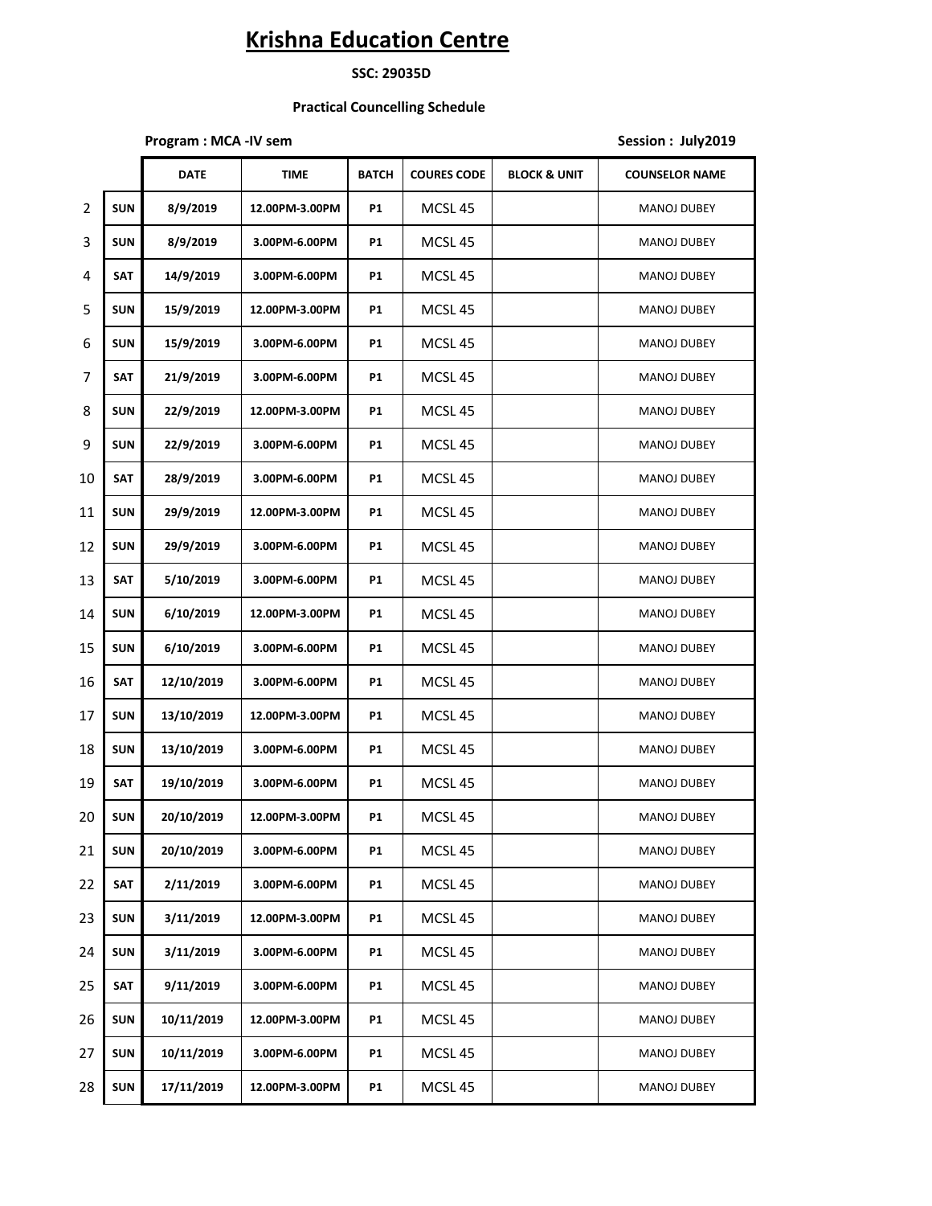# Krishna Education Centre

**SSC: 29035D**

**Practical Councelling Schedule**

**Program : MCA -IV sem** **Session : July2019**

| | | DATE | TIME | BATCH | COURES CODE | BLOCK & UNIT | COUNSELOR NAME |
|---|---|---|---|---|---|---|---|
| 2 | SUN | 8/9/2019 | 12.00PM-3.00PM | P1 | MCSL 45 | | MANOJ DUBEY |
| 3 | SUN | 8/9/2019 | 3.00PM-6.00PM | P1 | MCSL 45 | | MANOJ DUBEY |
| 4 | SAT | 14/9/2019 | 3.00PM-6.00PM | P1 | MCSL 45 | | MANOJ DUBEY |
| 5 | SUN | 15/9/2019 | 12.00PM-3.00PM | P1 | MCSL 45 | | MANOJ DUBEY |
| 6 | SUN | 15/9/2019 | 3.00PM-6.00PM | P1 | MCSL 45 | | MANOJ DUBEY |
| 7 | SAT | 21/9/2019 | 3.00PM-6.00PM | P1 | MCSL 45 | | MANOJ DUBEY |
| 8 | SUN | 22/9/2019 | 12.00PM-3.00PM | P1 | MCSL 45 | | MANOJ DUBEY |
| 9 | SUN | 22/9/2019 | 3.00PM-6.00PM | P1 | MCSL 45 | | MANOJ DUBEY |
| 10 | SAT | 28/9/2019 | 3.00PM-6.00PM | P1 | MCSL 45 | | MANOJ DUBEY |
| 11 | SUN | 29/9/2019 | 12.00PM-3.00PM | P1 | MCSL 45 | | MANOJ DUBEY |
| 12 | SUN | 29/9/2019 | 3.00PM-6.00PM | P1 | MCSL 45 | | MANOJ DUBEY |
| 13 | SAT | 5/10/2019 | 3.00PM-6.00PM | P1 | MCSL 45 | | MANOJ DUBEY |
| 14 | SUN | 6/10/2019 | 12.00PM-3.00PM | P1 | MCSL 45 | | MANOJ DUBEY |
| 15 | SUN | 6/10/2019 | 3.00PM-6.00PM | P1 | MCSL 45 | | MANOJ DUBEY |
| 16 | SAT | 12/10/2019 | 3.00PM-6.00PM | P1 | MCSL 45 | | MANOJ DUBEY |
| 17 | SUN | 13/10/2019 | 12.00PM-3.00PM | P1 | MCSL 45 | | MANOJ DUBEY |
| 18 | SUN | 13/10/2019 | 3.00PM-6.00PM | P1 | MCSL 45 | | MANOJ DUBEY |
| 19 | SAT | 19/10/2019 | 3.00PM-6.00PM | P1 | MCSL 45 | | MANOJ DUBEY |
| 20 | SUN | 20/10/2019 | 12.00PM-3.00PM | P1 | MCSL 45 | | MANOJ DUBEY |
| 21 | SUN | 20/10/2019 | 3.00PM-6.00PM | P1 | MCSL 45 | | MANOJ DUBEY |
| 22 | SAT | 2/11/2019 | 3.00PM-6.00PM | P1 | MCSL 45 | | MANOJ DUBEY |
| 23 | SUN | 3/11/2019 | 12.00PM-3.00PM | P1 | MCSL 45 | | MANOJ DUBEY |
| 24 | SUN | 3/11/2019 | 3.00PM-6.00PM | P1 | MCSL 45 | | MANOJ DUBEY |
| 25 | SAT | 9/11/2019 | 3.00PM-6.00PM | P1 | MCSL 45 | | MANOJ DUBEY |
| 26 | SUN | 10/11/2019 | 12.00PM-3.00PM | P1 | MCSL 45 | | MANOJ DUBEY |
| 27 | SUN | 10/11/2019 | 3.00PM-6.00PM | P1 | MCSL 45 | | MANOJ DUBEY |
| 28 | SUN | 17/11/2019 | 12.00PM-3.00PM | P1 | MCSL 45 | | MANOJ DUBEY |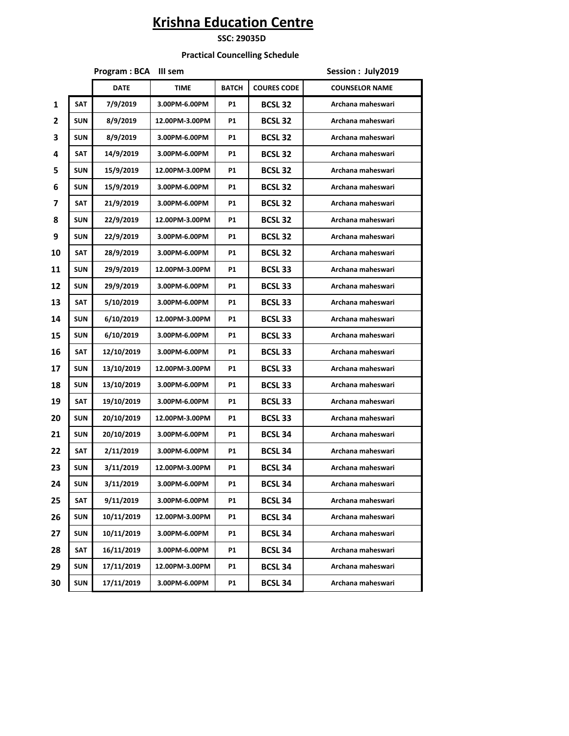# Krishna Education Centre

**SSC: 29035D**

**Practical Councelling Schedule**

**Program : BCA III sem** | **Session : July2019**

| | | DATE | TIME | BATCH | COURES CODE | COUNSELOR NAME |
|---|---|---|---|---|---|---|
| 1 | SAT | 7/9/2019 | 3.00PM-6.00PM | P1 | BCSL 32 | Archana maheswari |
| 2 | SUN | 8/9/2019 | 12.00PM-3.00PM | P1 | BCSL 32 | Archana maheswari |
| 3 | SUN | 8/9/2019 | 3.00PM-6.00PM | P1 | BCSL 32 | Archana maheswari |
| 4 | SAT | 14/9/2019 | 3.00PM-6.00PM | P1 | BCSL 32 | Archana maheswari |
| 5 | SUN | 15/9/2019 | 12.00PM-3.00PM | P1 | BCSL 32 | Archana maheswari |
| 6 | SUN | 15/9/2019 | 3.00PM-6.00PM | P1 | BCSL 32 | Archana maheswari |
| 7 | SAT | 21/9/2019 | 3.00PM-6.00PM | P1 | BCSL 32 | Archana maheswari |
| 8 | SUN | 22/9/2019 | 12.00PM-3.00PM | P1 | BCSL 32 | Archana maheswari |
| 9 | SUN | 22/9/2019 | 3.00PM-6.00PM | P1 | BCSL 32 | Archana maheswari |
| 10 | SAT | 28/9/2019 | 3.00PM-6.00PM | P1 | BCSL 32 | Archana maheswari |
| 11 | SUN | 29/9/2019 | 12.00PM-3.00PM | P1 | BCSL 33 | Archana maheswari |
| 12 | SUN | 29/9/2019 | 3.00PM-6.00PM | P1 | BCSL 33 | Archana maheswari |
| 13 | SAT | 5/10/2019 | 3.00PM-6.00PM | P1 | BCSL 33 | Archana maheswari |
| 14 | SUN | 6/10/2019 | 12.00PM-3.00PM | P1 | BCSL 33 | Archana maheswari |
| 15 | SUN | 6/10/2019 | 3.00PM-6.00PM | P1 | BCSL 33 | Archana maheswari |
| 16 | SAT | 12/10/2019 | 3.00PM-6.00PM | P1 | BCSL 33 | Archana maheswari |
| 17 | SUN | 13/10/2019 | 12.00PM-3.00PM | P1 | BCSL 33 | Archana maheswari |
| 18 | SUN | 13/10/2019 | 3.00PM-6.00PM | P1 | BCSL 33 | Archana maheswari |
| 19 | SAT | 19/10/2019 | 3.00PM-6.00PM | P1 | BCSL 33 | Archana maheswari |
| 20 | SUN | 20/10/2019 | 12.00PM-3.00PM | P1 | BCSL 33 | Archana maheswari |
| 21 | SUN | 20/10/2019 | 3.00PM-6.00PM | P1 | BCSL 34 | Archana maheswari |
| 22 | SAT | 2/11/2019 | 3.00PM-6.00PM | P1 | BCSL 34 | Archana maheswari |
| 23 | SUN | 3/11/2019 | 12.00PM-3.00PM | P1 | BCSL 34 | Archana maheswari |
| 24 | SUN | 3/11/2019 | 3.00PM-6.00PM | P1 | BCSL 34 | Archana maheswari |
| 25 | SAT | 9/11/2019 | 3.00PM-6.00PM | P1 | BCSL 34 | Archana maheswari |
| 26 | SUN | 10/11/2019 | 12.00PM-3.00PM | P1 | BCSL 34 | Archana maheswari |
| 27 | SUN | 10/11/2019 | 3.00PM-6.00PM | P1 | BCSL 34 | Archana maheswari |
| 28 | SAT | 16/11/2019 | 3.00PM-6.00PM | P1 | BCSL 34 | Archana maheswari |
| 29 | SUN | 17/11/2019 | 12.00PM-3.00PM | P1 | BCSL 34 | Archana maheswari |
| 30 | SUN | 17/11/2019 | 3.00PM-6.00PM | P1 | BCSL 34 | Archana maheswari |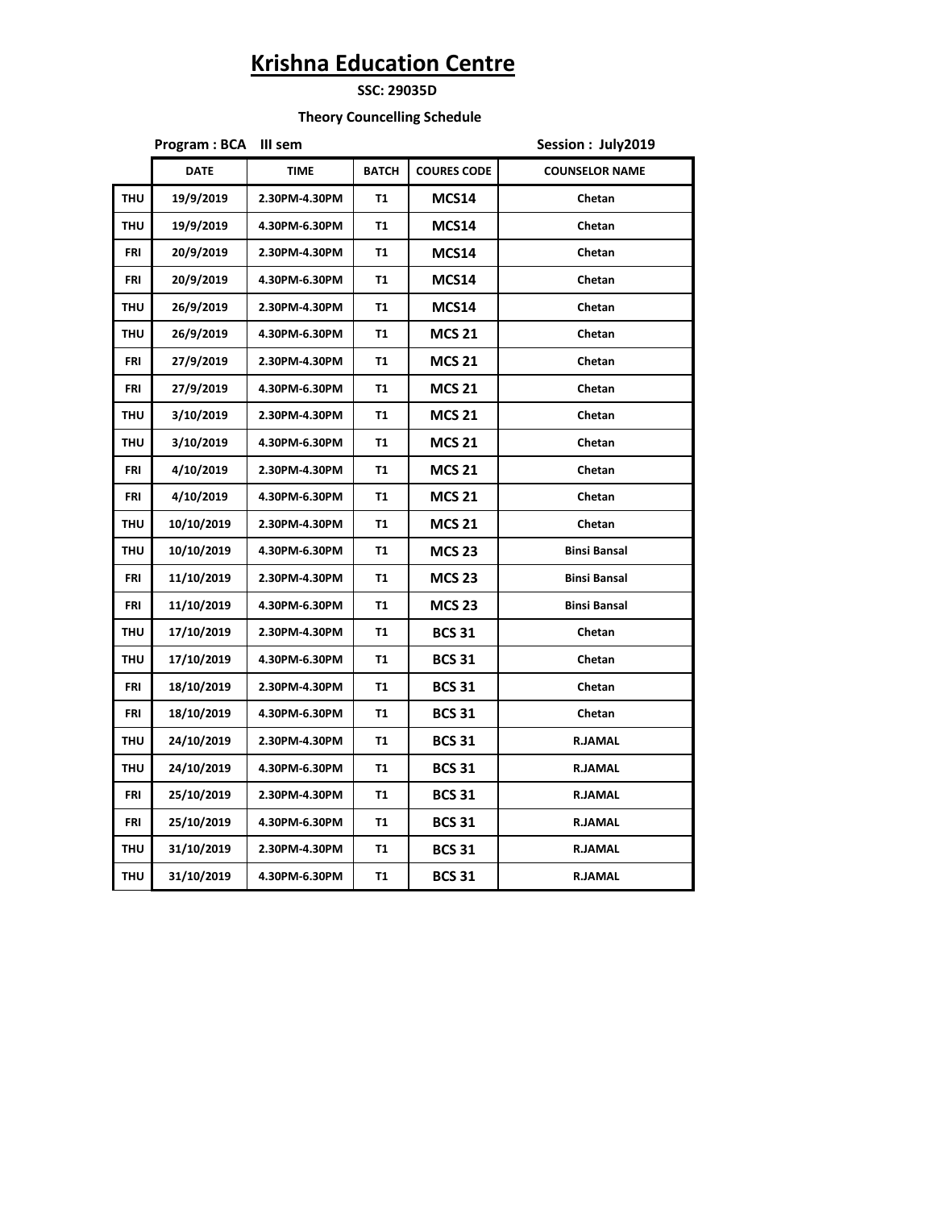# Krishna Education Centre

**SSC: 29035D**

**Theory Councelling Schedule**

**Program : BCA III sem** **Session : July2019**

| | DATE | TIME | BATCH | COURES CODE | COUNSELOR NAME |
|---|---|---|---|---|---|
| THU | 19/9/2019 | 2.30PM-4.30PM | T1 | MCS14 | Chetan |
| THU | 19/9/2019 | 4.30PM-6.30PM | T1 | MCS14 | Chetan |
| FRI | 20/9/2019 | 2.30PM-4.30PM | T1 | MCS14 | Chetan |
| FRI | 20/9/2019 | 4.30PM-6.30PM | T1 | MCS14 | Chetan |
| THU | 26/9/2019 | 2.30PM-4.30PM | T1 | MCS14 | Chetan |
| THU | 26/9/2019 | 4.30PM-6.30PM | T1 | MCS 21 | Chetan |
| FRI | 27/9/2019 | 2.30PM-4.30PM | T1 | MCS 21 | Chetan |
| FRI | 27/9/2019 | 4.30PM-6.30PM | T1 | MCS 21 | Chetan |
| THU | 3/10/2019 | 2.30PM-4.30PM | T1 | MCS 21 | Chetan |
| THU | 3/10/2019 | 4.30PM-6.30PM | T1 | MCS 21 | Chetan |
| FRI | 4/10/2019 | 2.30PM-4.30PM | T1 | MCS 21 | Chetan |
| FRI | 4/10/2019 | 4.30PM-6.30PM | T1 | MCS 21 | Chetan |
| THU | 10/10/2019 | 2.30PM-4.30PM | T1 | MCS 21 | Chetan |
| THU | 10/10/2019 | 4.30PM-6.30PM | T1 | MCS 23 | Binsi Bansal |
| FRI | 11/10/2019 | 2.30PM-4.30PM | T1 | MCS 23 | Binsi Bansal |
| FRI | 11/10/2019 | 4.30PM-6.30PM | T1 | MCS 23 | Binsi Bansal |
| THU | 17/10/2019 | 2.30PM-4.30PM | T1 | BCS 31 | Chetan |
| THU | 17/10/2019 | 4.30PM-6.30PM | T1 | BCS 31 | Chetan |
| FRI | 18/10/2019 | 2.30PM-4.30PM | T1 | BCS 31 | Chetan |
| FRI | 18/10/2019 | 4.30PM-6.30PM | T1 | BCS 31 | Chetan |
| THU | 24/10/2019 | 2.30PM-4.30PM | T1 | BCS 31 | R.JAMAL |
| THU | 24/10/2019 | 4.30PM-6.30PM | T1 | BCS 31 | R.JAMAL |
| FRI | 25/10/2019 | 2.30PM-4.30PM | T1 | BCS 31 | R.JAMAL |
| FRI | 25/10/2019 | 4.30PM-6.30PM | T1 | BCS 31 | R.JAMAL |
| THU | 31/10/2019 | 2.30PM-4.30PM | T1 | BCS 31 | R.JAMAL |
| THU | 31/10/2019 | 4.30PM-6.30PM | T1 | BCS 31 | R.JAMAL |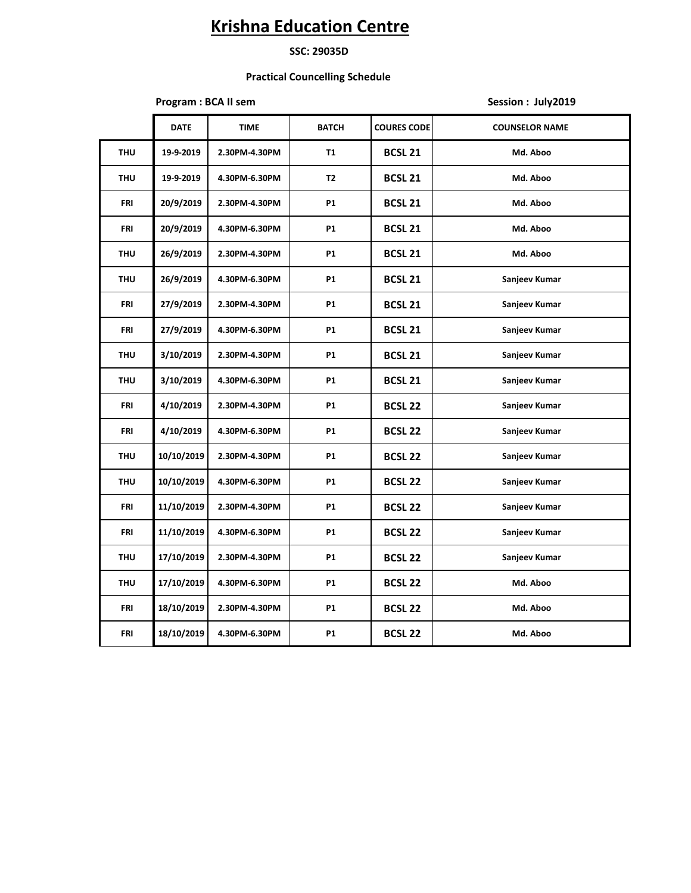# Krishna Education Centre

**SSC: 29035D**

**Practical Councelling Schedule**

**Program : BCA II sem** | **Session : July2019**

| | DATE | TIME | BATCH | COURES CODE | COUNSELOR NAME |
|---|---|---|---|---|---|
| THU | 19-9-2019 | 2.30PM-4.30PM | T1 | BCSL 21 | Md. Aboo |
| THU | 19-9-2019 | 4.30PM-6.30PM | T2 | BCSL 21 | Md. Aboo |
| FRI | 20/9/2019 | 2.30PM-4.30PM | P1 | BCSL 21 | Md. Aboo |
| FRI | 20/9/2019 | 4.30PM-6.30PM | P1 | BCSL 21 | Md. Aboo |
| THU | 26/9/2019 | 2.30PM-4.30PM | P1 | BCSL 21 | Md. Aboo |
| THU | 26/9/2019 | 4.30PM-6.30PM | P1 | BCSL 21 | Sanjeev Kumar |
| FRI | 27/9/2019 | 2.30PM-4.30PM | P1 | BCSL 21 | Sanjeev Kumar |
| FRI | 27/9/2019 | 4.30PM-6.30PM | P1 | BCSL 21 | Sanjeev Kumar |
| THU | 3/10/2019 | 2.30PM-4.30PM | P1 | BCSL 21 | Sanjeev Kumar |
| THU | 3/10/2019 | 4.30PM-6.30PM | P1 | BCSL 21 | Sanjeev Kumar |
| FRI | 4/10/2019 | 2.30PM-4.30PM | P1 | BCSL 22 | Sanjeev Kumar |
| FRI | 4/10/2019 | 4.30PM-6.30PM | P1 | BCSL 22 | Sanjeev Kumar |
| THU | 10/10/2019 | 2.30PM-4.30PM | P1 | BCSL 22 | Sanjeev Kumar |
| THU | 10/10/2019 | 4.30PM-6.30PM | P1 | BCSL 22 | Sanjeev Kumar |
| FRI | 11/10/2019 | 2.30PM-4.30PM | P1 | BCSL 22 | Sanjeev Kumar |
| FRI | 11/10/2019 | 4.30PM-6.30PM | P1 | BCSL 22 | Sanjeev Kumar |
| THU | 17/10/2019 | 2.30PM-4.30PM | P1 | BCSL 22 | Sanjeev Kumar |
| THU | 17/10/2019 | 4.30PM-6.30PM | P1 | BCSL 22 | Md. Aboo |
| FRI | 18/10/2019 | 2.30PM-4.30PM | P1 | BCSL 22 | Md. Aboo |
| FRI | 18/10/2019 | 4.30PM-6.30PM | P1 | BCSL 22 | Md. Aboo |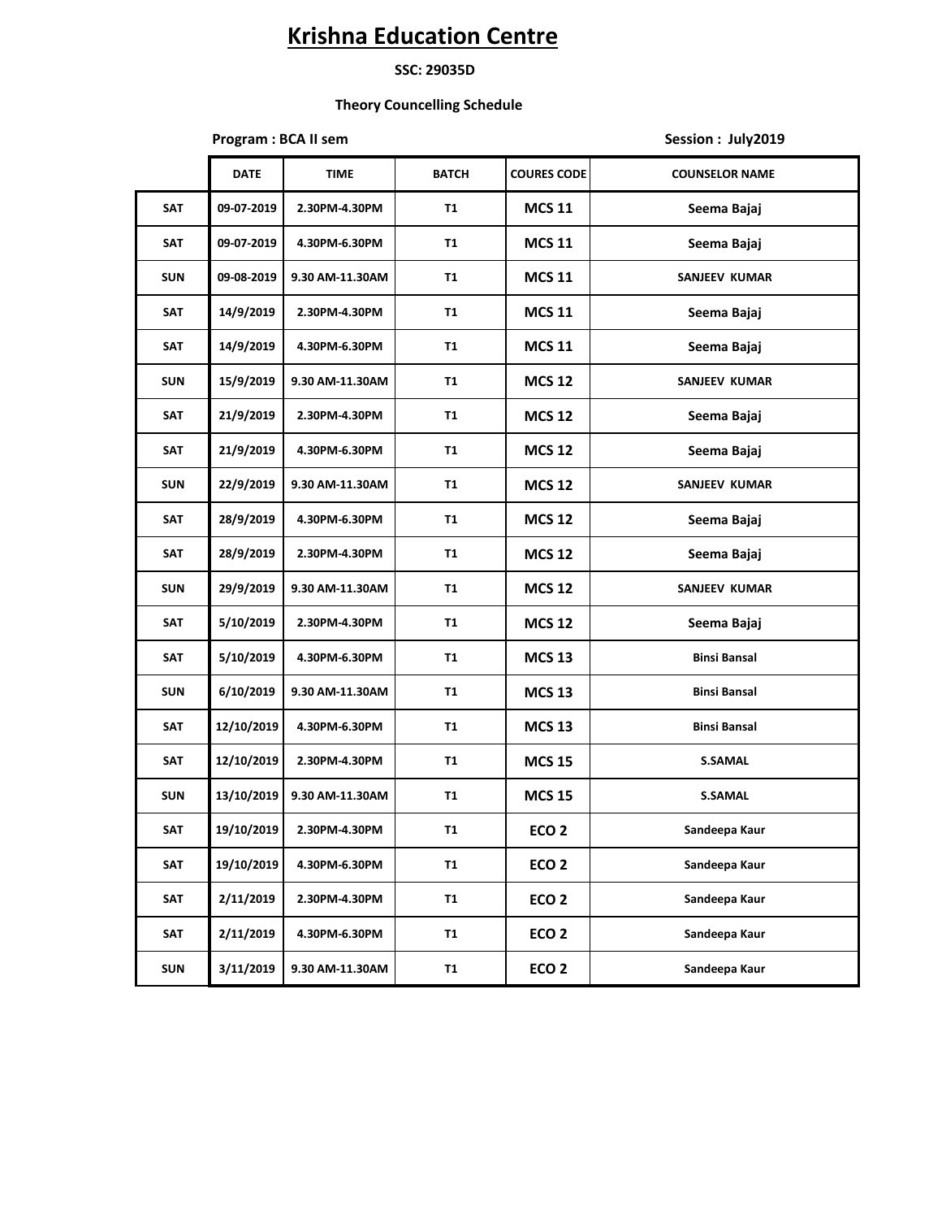# Krishna Education Centre

**SSC: 29035D**

**Theory Councelling Schedule**

**Program : BCA II sem** **Session : July2019**

| | DATE | TIME | BATCH | COURES CODE | COUNSELOR NAME |
|---|---|---|---|---|---|
| SAT | 09-07-2019 | 2.30PM-4.30PM | T1 | MCS 11 | Seema Bajaj |
| SAT | 09-07-2019 | 4.30PM-6.30PM | T1 | MCS 11 | Seema Bajaj |
| SUN | 09-08-2019 | 9.30 AM-11.30AM | T1 | MCS 11 | SANJEEV KUMAR |
| SAT | 14/9/2019 | 2.30PM-4.30PM | T1 | MCS 11 | Seema Bajaj |
| SAT | 14/9/2019 | 4.30PM-6.30PM | T1 | MCS 11 | Seema Bajaj |
| SUN | 15/9/2019 | 9.30 AM-11.30AM | T1 | MCS 12 | SANJEEV KUMAR |
| SAT | 21/9/2019 | 2.30PM-4.30PM | T1 | MCS 12 | Seema Bajaj |
| SAT | 21/9/2019 | 4.30PM-6.30PM | T1 | MCS 12 | Seema Bajaj |
| SUN | 22/9/2019 | 9.30 AM-11.30AM | T1 | MCS 12 | SANJEEV KUMAR |
| SAT | 28/9/2019 | 4.30PM-6.30PM | T1 | MCS 12 | Seema Bajaj |
| SAT | 28/9/2019 | 2.30PM-4.30PM | T1 | MCS 12 | Seema Bajaj |
| SUN | 29/9/2019 | 9.30 AM-11.30AM | T1 | MCS 12 | SANJEEV KUMAR |
| SAT | 5/10/2019 | 2.30PM-4.30PM | T1 | MCS 12 | Seema Bajaj |
| SAT | 5/10/2019 | 4.30PM-6.30PM | T1 | MCS 13 | Binsi Bansal |
| SUN | 6/10/2019 | 9.30 AM-11.30AM | T1 | MCS 13 | Binsi Bansal |
| SAT | 12/10/2019 | 4.30PM-6.30PM | T1 | MCS 13 | Binsi Bansal |
| SAT | 12/10/2019 | 2.30PM-4.30PM | T1 | MCS 15 | S.SAMAL |
| SUN | 13/10/2019 | 9.30 AM-11.30AM | T1 | MCS 15 | S.SAMAL |
| SAT | 19/10/2019 | 2.30PM-4.30PM | T1 | ECO 2 | Sandeepa Kaur |
| SAT | 19/10/2019 | 4.30PM-6.30PM | T1 | ECO 2 | Sandeepa Kaur |
| SAT | 2/11/2019 | 2.30PM-4.30PM | T1 | ECO 2 | Sandeepa Kaur |
| SAT | 2/11/2019 | 4.30PM-6.30PM | T1 | ECO 2 | Sandeepa Kaur |
| SUN | 3/11/2019 | 9.30 AM-11.30AM | T1 | ECO 2 | Sandeepa Kaur |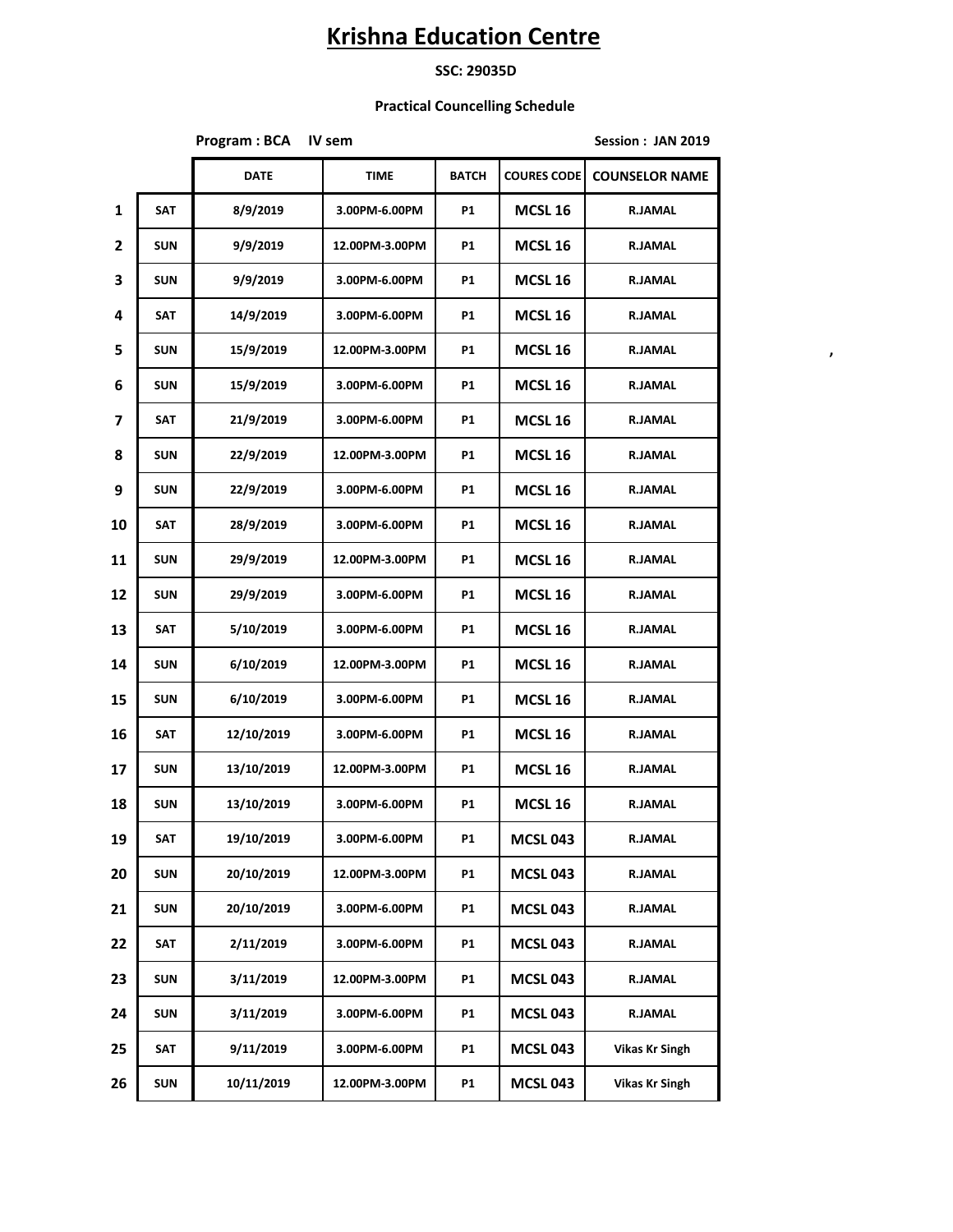# Krishna Education Centre

**SSC: 29035D**

**Practical Councelling Schedule**

**Program : BCA IV sem** **Session : JAN 2019**

| | | DATE | TIME | BATCH | COURES CODE | COUNSELOR NAME |
|---|---|---|---|---|---|---|
| 1 | SAT | 8/9/2019 | 3.00PM-6.00PM | P1 | MCSL 16 | R.JAMAL |
| 2 | SUN | 9/9/2019 | 12.00PM-3.00PM | P1 | MCSL 16 | R.JAMAL |
| 3 | SUN | 9/9/2019 | 3.00PM-6.00PM | P1 | MCSL 16 | R.JAMAL |
| 4 | SAT | 14/9/2019 | 3.00PM-6.00PM | P1 | MCSL 16 | R.JAMAL |
| 5 | SUN | 15/9/2019 | 12.00PM-3.00PM | P1 | MCSL 16 | R.JAMAL |
| 6 | SUN | 15/9/2019 | 3.00PM-6.00PM | P1 | MCSL 16 | R.JAMAL |
| 7 | SAT | 21/9/2019 | 3.00PM-6.00PM | P1 | MCSL 16 | R.JAMAL |
| 8 | SUN | 22/9/2019 | 12.00PM-3.00PM | P1 | MCSL 16 | R.JAMAL |
| 9 | SUN | 22/9/2019 | 3.00PM-6.00PM | P1 | MCSL 16 | R.JAMAL |
| 10 | SAT | 28/9/2019 | 3.00PM-6.00PM | P1 | MCSL 16 | R.JAMAL |
| 11 | SUN | 29/9/2019 | 12.00PM-3.00PM | P1 | MCSL 16 | R.JAMAL |
| 12 | SUN | 29/9/2019 | 3.00PM-6.00PM | P1 | MCSL 16 | R.JAMAL |
| 13 | SAT | 5/10/2019 | 3.00PM-6.00PM | P1 | MCSL 16 | R.JAMAL |
| 14 | SUN | 6/10/2019 | 12.00PM-3.00PM | P1 | MCSL 16 | R.JAMAL |
| 15 | SUN | 6/10/2019 | 3.00PM-6.00PM | P1 | MCSL 16 | R.JAMAL |
| 16 | SAT | 12/10/2019 | 3.00PM-6.00PM | P1 | MCSL 16 | R.JAMAL |
| 17 | SUN | 13/10/2019 | 12.00PM-3.00PM | P1 | MCSL 16 | R.JAMAL |
| 18 | SUN | 13/10/2019 | 3.00PM-6.00PM | P1 | MCSL 16 | R.JAMAL |
| 19 | SAT | 19/10/2019 | 3.00PM-6.00PM | P1 | MCSL 043 | R.JAMAL |
| 20 | SUN | 20/10/2019 | 12.00PM-3.00PM | P1 | MCSL 043 | R.JAMAL |
| 21 | SUN | 20/10/2019 | 3.00PM-6.00PM | P1 | MCSL 043 | R.JAMAL |
| 22 | SAT | 2/11/2019 | 3.00PM-6.00PM | P1 | MCSL 043 | R.JAMAL |
| 23 | SUN | 3/11/2019 | 12.00PM-3.00PM | P1 | MCSL 043 | R.JAMAL |
| 24 | SUN | 3/11/2019 | 3.00PM-6.00PM | P1 | MCSL 043 | R.JAMAL |
| 25 | SAT | 9/11/2019 | 3.00PM-6.00PM | P1 | MCSL 043 | Vikas Kr Singh |
| 26 | SUN | 10/11/2019 | 12.00PM-3.00PM | P1 | MCSL 043 | Vikas Kr Singh |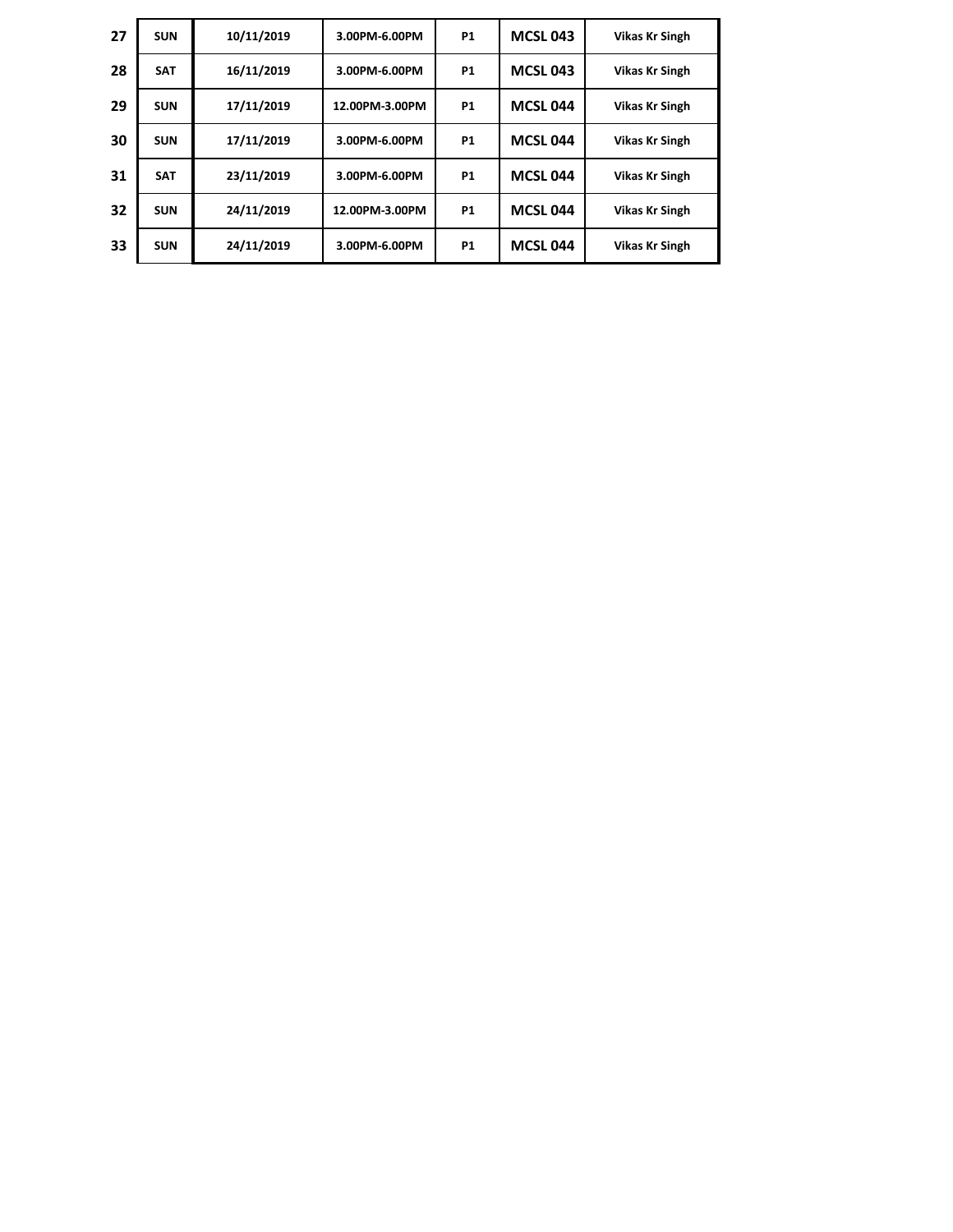| | | | | | | |
|---|---|---|---|---|---|---|
| 27 | SUN | 10/11/2019 | 3.00PM-6.00PM | P1 | MCSL 043 | Vikas Kr Singh |
| 28 | SAT | 16/11/2019 | 3.00PM-6.00PM | P1 | MCSL 043 | Vikas Kr Singh |
| 29 | SUN | 17/11/2019 | 12.00PM-3.00PM | P1 | MCSL 044 | Vikas Kr Singh |
| 30 | SUN | 17/11/2019 | 3.00PM-6.00PM | P1 | MCSL 044 | Vikas Kr Singh |
| 31 | SAT | 23/11/2019 | 3.00PM-6.00PM | P1 | MCSL 044 | Vikas Kr Singh |
| 32 | SUN | 24/11/2019 | 12.00PM-3.00PM | P1 | MCSL 044 | Vikas Kr Singh |
| 33 | SUN | 24/11/2019 | 3.00PM-6.00PM | P1 | MCSL 044 | Vikas Kr Singh |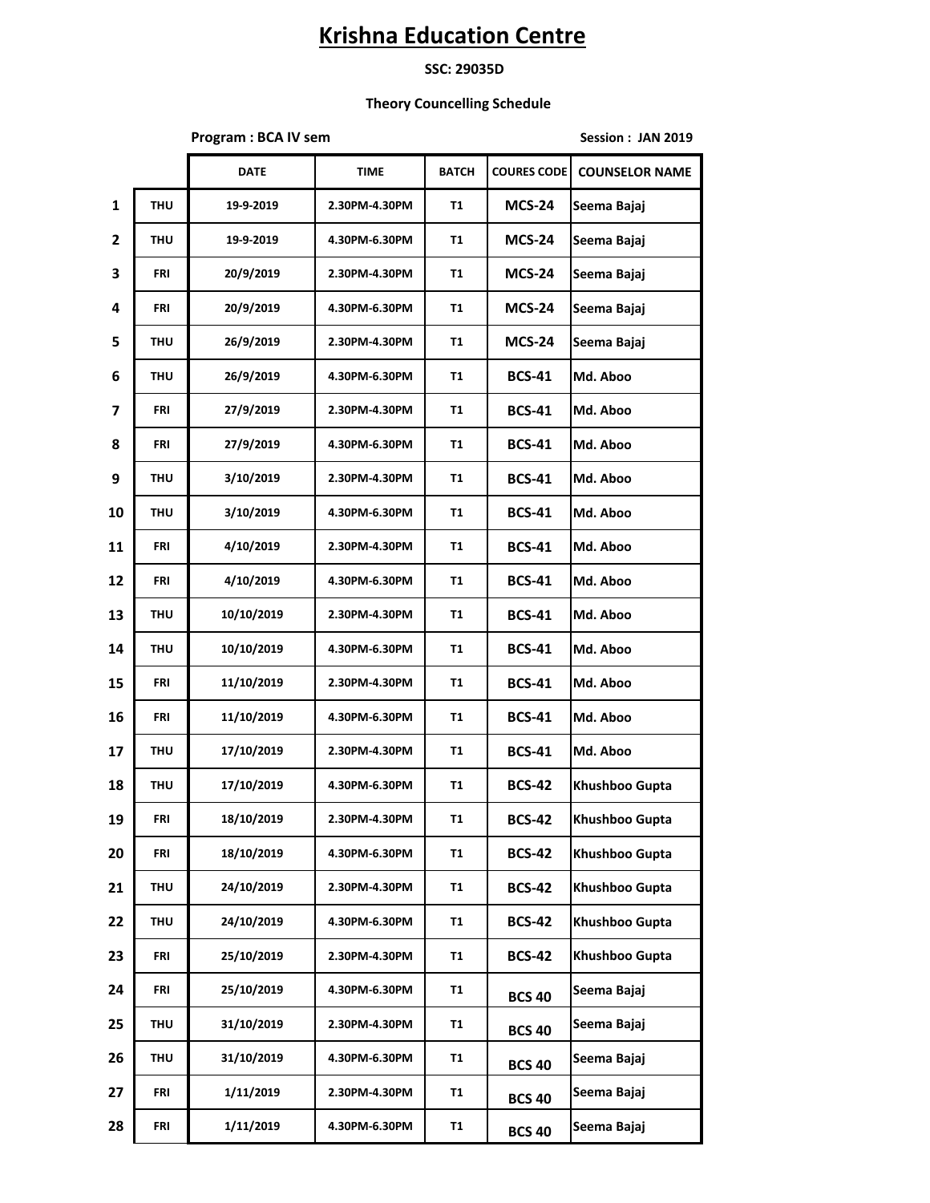# Krishna Education Centre

**SSC: 29035D**

**Theory Councelling Schedule**

**Program : BCA IV sem** **Session : JAN 2019**

| | | DATE | TIME | BATCH | COURES CODE | COUNSELOR NAME |
|---|---|---|---|---|---|---|
| 1 | THU | 19-9-2019 | 2.30PM-4.30PM | T1 | MCS-24 | Seema Bajaj |
| 2 | THU | 19-9-2019 | 4.30PM-6.30PM | T1 | MCS-24 | Seema Bajaj |
| 3 | FRI | 20/9/2019 | 2.30PM-4.30PM | T1 | MCS-24 | Seema Bajaj |
| 4 | FRI | 20/9/2019 | 4.30PM-6.30PM | T1 | MCS-24 | Seema Bajaj |
| 5 | THU | 26/9/2019 | 2.30PM-4.30PM | T1 | MCS-24 | Seema Bajaj |
| 6 | THU | 26/9/2019 | 4.30PM-6.30PM | T1 | BCS-41 | Md. Aboo |
| 7 | FRI | 27/9/2019 | 2.30PM-4.30PM | T1 | BCS-41 | Md. Aboo |
| 8 | FRI | 27/9/2019 | 4.30PM-6.30PM | T1 | BCS-41 | Md. Aboo |
| 9 | THU | 3/10/2019 | 2.30PM-4.30PM | T1 | BCS-41 | Md. Aboo |
| 10 | THU | 3/10/2019 | 4.30PM-6.30PM | T1 | BCS-41 | Md. Aboo |
| 11 | FRI | 4/10/2019 | 2.30PM-4.30PM | T1 | BCS-41 | Md. Aboo |
| 12 | FRI | 4/10/2019 | 4.30PM-6.30PM | T1 | BCS-41 | Md. Aboo |
| 13 | THU | 10/10/2019 | 2.30PM-4.30PM | T1 | BCS-41 | Md. Aboo |
| 14 | THU | 10/10/2019 | 4.30PM-6.30PM | T1 | BCS-41 | Md. Aboo |
| 15 | FRI | 11/10/2019 | 2.30PM-4.30PM | T1 | BCS-41 | Md. Aboo |
| 16 | FRI | 11/10/2019 | 4.30PM-6.30PM | T1 | BCS-41 | Md. Aboo |
| 17 | THU | 17/10/2019 | 2.30PM-4.30PM | T1 | BCS-41 | Md. Aboo |
| 18 | THU | 17/10/2019 | 4.30PM-6.30PM | T1 | BCS-42 | Khushboo Gupta |
| 19 | FRI | 18/10/2019 | 2.30PM-4.30PM | T1 | BCS-42 | Khushboo Gupta |
| 20 | FRI | 18/10/2019 | 4.30PM-6.30PM | T1 | BCS-42 | Khushboo Gupta |
| 21 | THU | 24/10/2019 | 2.30PM-4.30PM | T1 | BCS-42 | Khushboo Gupta |
| 22 | THU | 24/10/2019 | 4.30PM-6.30PM | T1 | BCS-42 | Khushboo Gupta |
| 23 | FRI | 25/10/2019 | 2.30PM-4.30PM | T1 | BCS-42 | Khushboo Gupta |
| 24 | FRI | 25/10/2019 | 4.30PM-6.30PM | T1 | BCS 40 | Seema Bajaj |
| 25 | THU | 31/10/2019 | 2.30PM-4.30PM | T1 | BCS 40 | Seema Bajaj |
| 26 | THU | 31/10/2019 | 4.30PM-6.30PM | T1 | BCS 40 | Seema Bajaj |
| 27 | FRI | 1/11/2019 | 2.30PM-4.30PM | T1 | BCS 40 | Seema Bajaj |
| 28 | FRI | 1/11/2019 | 4.30PM-6.30PM | T1 | BCS 40 | Seema Bajaj |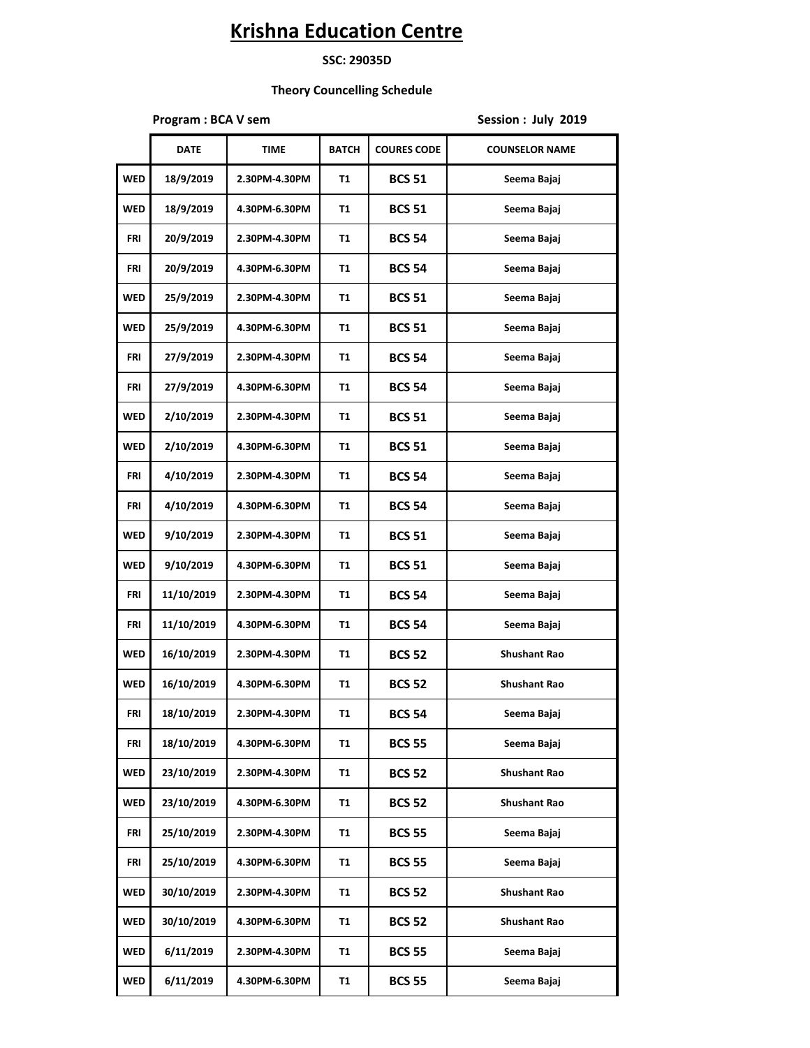# Krishna Education Centre

**SSC: 29035D**

**Theory Councelling Schedule**

**Program : BCA V sem** **Session : July 2019**

| | DATE | TIME | BATCH | COURES CODE | COUNSELOR NAME |
|---|---|---|---|---|---|
| WED | 18/9/2019 | 2.30PM-4.30PM | T1 | BCS 51 | Seema Bajaj |
| WED | 18/9/2019 | 4.30PM-6.30PM | T1 | BCS 51 | Seema Bajaj |
| FRI | 20/9/2019 | 2.30PM-4.30PM | T1 | BCS 54 | Seema Bajaj |
| FRI | 20/9/2019 | 4.30PM-6.30PM | T1 | BCS 54 | Seema Bajaj |
| WED | 25/9/2019 | 2.30PM-4.30PM | T1 | BCS 51 | Seema Bajaj |
| WED | 25/9/2019 | 4.30PM-6.30PM | T1 | BCS 51 | Seema Bajaj |
| FRI | 27/9/2019 | 2.30PM-4.30PM | T1 | BCS 54 | Seema Bajaj |
| FRI | 27/9/2019 | 4.30PM-6.30PM | T1 | BCS 54 | Seema Bajaj |
| WED | 2/10/2019 | 2.30PM-4.30PM | T1 | BCS 51 | Seema Bajaj |
| WED | 2/10/2019 | 4.30PM-6.30PM | T1 | BCS 51 | Seema Bajaj |
| FRI | 4/10/2019 | 2.30PM-4.30PM | T1 | BCS 54 | Seema Bajaj |
| FRI | 4/10/2019 | 4.30PM-6.30PM | T1 | BCS 54 | Seema Bajaj |
| WED | 9/10/2019 | 2.30PM-4.30PM | T1 | BCS 51 | Seema Bajaj |
| WED | 9/10/2019 | 4.30PM-6.30PM | T1 | BCS 51 | Seema Bajaj |
| FRI | 11/10/2019 | 2.30PM-4.30PM | T1 | BCS 54 | Seema Bajaj |
| FRI | 11/10/2019 | 4.30PM-6.30PM | T1 | BCS 54 | Seema Bajaj |
| WED | 16/10/2019 | 2.30PM-4.30PM | T1 | BCS 52 | Shushant Rao |
| WED | 16/10/2019 | 4.30PM-6.30PM | T1 | BCS 52 | Shushant Rao |
| FRI | 18/10/2019 | 2.30PM-4.30PM | T1 | BCS 54 | Seema Bajaj |
| FRI | 18/10/2019 | 4.30PM-6.30PM | T1 | BCS 55 | Seema Bajaj |
| WED | 23/10/2019 | 2.30PM-4.30PM | T1 | BCS 52 | Shushant Rao |
| WED | 23/10/2019 | 4.30PM-6.30PM | T1 | BCS 52 | Shushant Rao |
| FRI | 25/10/2019 | 2.30PM-4.30PM | T1 | BCS 55 | Seema Bajaj |
| FRI | 25/10/2019 | 4.30PM-6.30PM | T1 | BCS 55 | Seema Bajaj |
| WED | 30/10/2019 | 2.30PM-4.30PM | T1 | BCS 52 | Shushant Rao |
| WED | 30/10/2019 | 4.30PM-6.30PM | T1 | BCS 52 | Shushant Rao |
| WED | 6/11/2019 | 2.30PM-4.30PM | T1 | BCS 55 | Seema Bajaj |
| WED | 6/11/2019 | 4.30PM-6.30PM | T1 | BCS 55 | Seema Bajaj |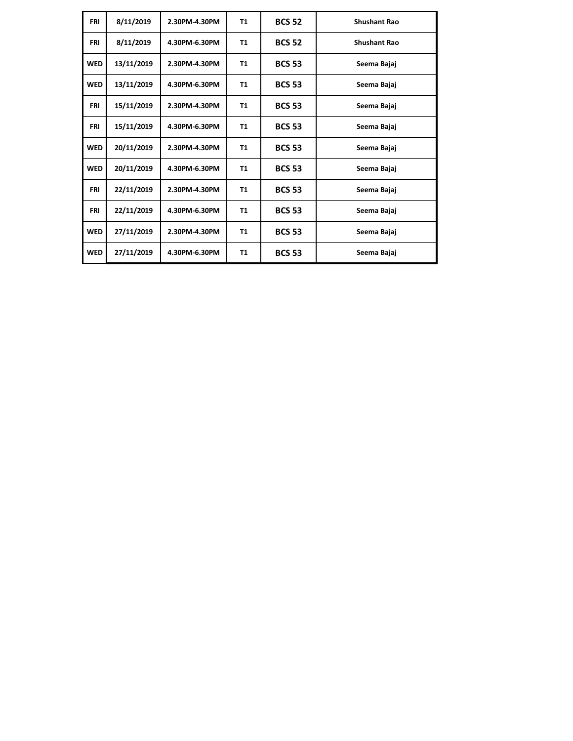| FRI | 8/11/2019 | 2.30PM-4.30PM | T1 | BCS 52 | Shushant Rao |
|---|---|---|---|---|---|
| FRI | 8/11/2019 | 4.30PM-6.30PM | T1 | BCS 52 | Shushant Rao |
| WED | 13/11/2019 | 2.30PM-4.30PM | T1 | BCS 53 | Seema Bajaj |
| WED | 13/11/2019 | 4.30PM-6.30PM | T1 | BCS 53 | Seema Bajaj |
| FRI | 15/11/2019 | 2.30PM-4.30PM | T1 | BCS 53 | Seema Bajaj |
| FRI | 15/11/2019 | 4.30PM-6.30PM | T1 | BCS 53 | Seema Bajaj |
| WED | 20/11/2019 | 2.30PM-4.30PM | T1 | BCS 53 | Seema Bajaj |
| WED | 20/11/2019 | 4.30PM-6.30PM | T1 | BCS 53 | Seema Bajaj |
| FRI | 22/11/2019 | 2.30PM-4.30PM | T1 | BCS 53 | Seema Bajaj |
| FRI | 22/11/2019 | 4.30PM-6.30PM | T1 | BCS 53 | Seema Bajaj |
| WED | 27/11/2019 | 2.30PM-4.30PM | T1 | BCS 53 | Seema Bajaj |
| WED | 27/11/2019 | 4.30PM-6.30PM | T1 | BCS 53 | Seema Bajaj |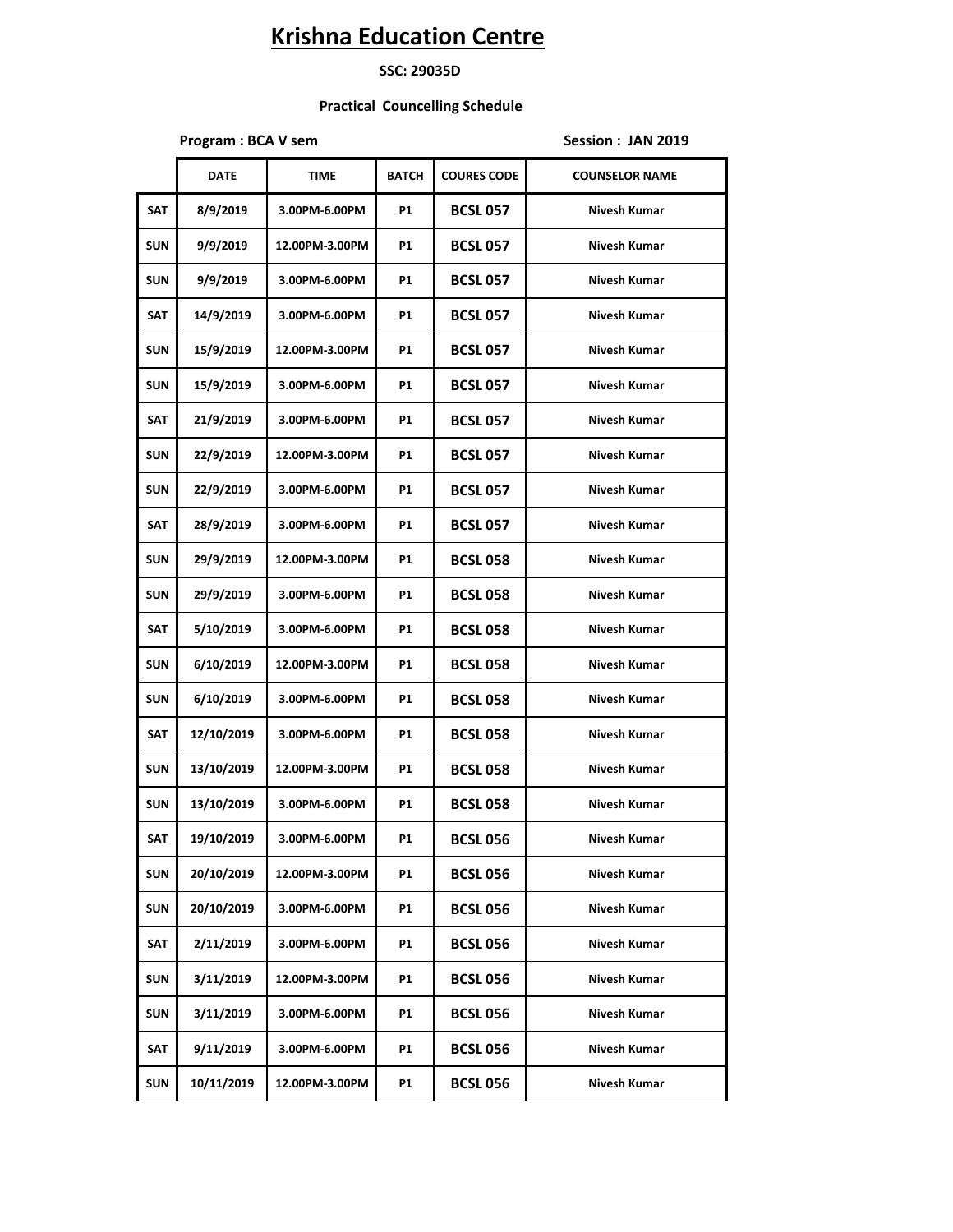# Krishna Education Centre

**SSC: 29035D**

**Practical Councelling Schedule**

**Program : BCA V sem** **Session : JAN 2019**

| | DATE | TIME | BATCH | COURES CODE | COUNSELOR NAME |
|---|---|---|---|---|---|
| SAT | 8/9/2019 | 3.00PM-6.00PM | P1 | BCSL 057 | Nivesh Kumar |
| SUN | 9/9/2019 | 12.00PM-3.00PM | P1 | BCSL 057 | Nivesh Kumar |
| SUN | 9/9/2019 | 3.00PM-6.00PM | P1 | BCSL 057 | Nivesh Kumar |
| SAT | 14/9/2019 | 3.00PM-6.00PM | P1 | BCSL 057 | Nivesh Kumar |
| SUN | 15/9/2019 | 12.00PM-3.00PM | P1 | BCSL 057 | Nivesh Kumar |
| SUN | 15/9/2019 | 3.00PM-6.00PM | P1 | BCSL 057 | Nivesh Kumar |
| SAT | 21/9/2019 | 3.00PM-6.00PM | P1 | BCSL 057 | Nivesh Kumar |
| SUN | 22/9/2019 | 12.00PM-3.00PM | P1 | BCSL 057 | Nivesh Kumar |
| SUN | 22/9/2019 | 3.00PM-6.00PM | P1 | BCSL 057 | Nivesh Kumar |
| SAT | 28/9/2019 | 3.00PM-6.00PM | P1 | BCSL 057 | Nivesh Kumar |
| SUN | 29/9/2019 | 12.00PM-3.00PM | P1 | BCSL 058 | Nivesh Kumar |
| SUN | 29/9/2019 | 3.00PM-6.00PM | P1 | BCSL 058 | Nivesh Kumar |
| SAT | 5/10/2019 | 3.00PM-6.00PM | P1 | BCSL 058 | Nivesh Kumar |
| SUN | 6/10/2019 | 12.00PM-3.00PM | P1 | BCSL 058 | Nivesh Kumar |
| SUN | 6/10/2019 | 3.00PM-6.00PM | P1 | BCSL 058 | Nivesh Kumar |
| SAT | 12/10/2019 | 3.00PM-6.00PM | P1 | BCSL 058 | Nivesh Kumar |
| SUN | 13/10/2019 | 12.00PM-3.00PM | P1 | BCSL 058 | Nivesh Kumar |
| SUN | 13/10/2019 | 3.00PM-6.00PM | P1 | BCSL 058 | Nivesh Kumar |
| SAT | 19/10/2019 | 3.00PM-6.00PM | P1 | BCSL 056 | Nivesh Kumar |
| SUN | 20/10/2019 | 12.00PM-3.00PM | P1 | BCSL 056 | Nivesh Kumar |
| SUN | 20/10/2019 | 3.00PM-6.00PM | P1 | BCSL 056 | Nivesh Kumar |
| SAT | 2/11/2019 | 3.00PM-6.00PM | P1 | BCSL 056 | Nivesh Kumar |
| SUN | 3/11/2019 | 12.00PM-3.00PM | P1 | BCSL 056 | Nivesh Kumar |
| SUN | 3/11/2019 | 3.00PM-6.00PM | P1 | BCSL 056 | Nivesh Kumar |
| SAT | 9/11/2019 | 3.00PM-6.00PM | P1 | BCSL 056 | Nivesh Kumar |
| SUN | 10/11/2019 | 12.00PM-3.00PM | P1 | BCSL 056 | Nivesh Kumar |